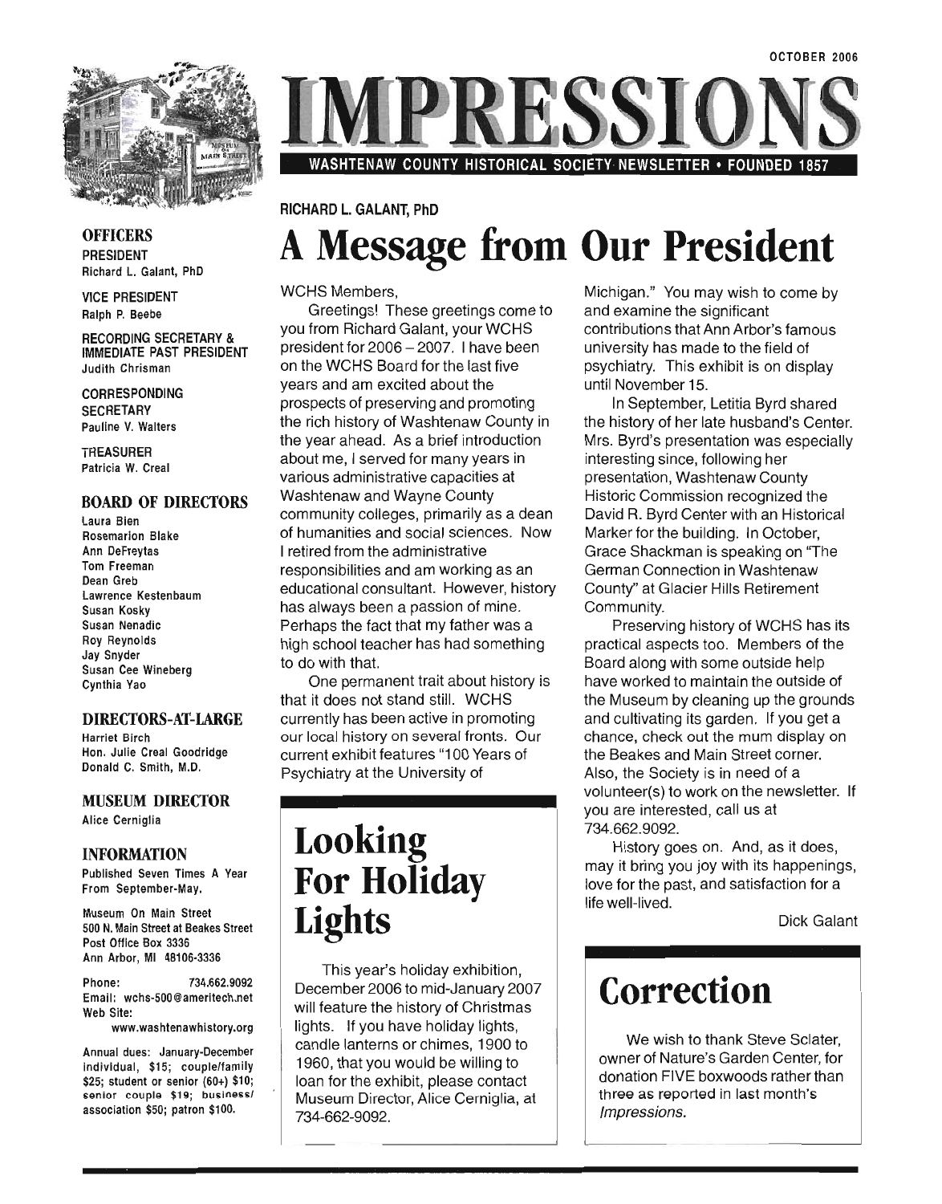OCTOBER 2006

# IMPRESSIONS

WASHTENAW COUNTY HISTORICAL SOCIETY NEWSLETTER • FOUNDED 1857

**OFFICERS**

PRESIDENT
Richard L. Galant, PhD

VICE PRESIDENT
Ralph P. Beebe

RECORDING SECRETARY & IMMEDIATE PAST PRESIDENT
Judith Chrisman

CORRESPONDING SECRETARY
Pauline V. Walters

TREASURER
Patricia W. Creal

**BOARD OF DIRECTORS**

Laura Bien
Rosemarion Blake
Ann DeFreytas
Tom Freeman
Dean Greb
Lawrence Kestenbaum
Susan Kosky
Susan Nenadic
Roy Reynolds
Jay Snyder
Susan Cee Wineberg
Cynthia Yao

**DIRECTORS-AT-LARGE**

Harriet Birch
Hon. Julie Creal Goodridge
Donald C. Smith, M.D.

**MUSEUM DIRECTOR**

Alice Cerniglia

**INFORMATION**

Published Seven Times A Year From September-May.

Museum On Main Street
500 N. Main Street at Beakes Street
Post Office Box 3336
Ann Arbor, MI 48106-3336

Phone: 734.662.9092
Email: wchs-500@ameritech.net
Web Site: www.washtenawhistory.org

Annual dues: January-December individual, $15; couple/family $25; student or senior (60+) $10; senior couple $19; business/association $50; patron $100.

RICHARD L. GALANT, PhD

## A Message from Our President

WCHS Members,

Greetings! These greetings come to you from Richard Galant, your WCHS president for 2006 – 2007. I have been on the WCHS Board for the last five years and am excited about the prospects of preserving and promoting the rich history of Washtenaw County in the year ahead. As a brief introduction about me, I served for many years in various administrative capacities at Washtenaw and Wayne County community colleges, primarily as a dean of humanities and social sciences. Now I retired from the administrative responsibilities and am working as an educational consultant. However, history has always been a passion of mine. Perhaps the fact that my father was a high school teacher has had something to do with that.

One permanent trait about history is that it does not stand still. WCHS currently has been active in promoting our local history on several fronts. Our current exhibit features "100 Years of Psychiatry at the University of Michigan." You may wish to come by and examine the significant contributions that Ann Arbor's famous university has made to the field of psychiatry. This exhibit is on display until November 15.

In September, Letitia Byrd shared the history of her late husband's Center. Mrs. Byrd's presentation was especially interesting since, following her presentation, Washtenaw County Historic Commission recognized the David R. Byrd Center with an Historical Marker for the building. In October, Grace Shackman is speaking on "The German Connection in Washtenaw County" at Glacier Hills Retirement Community.

Preserving history of WCHS has its practical aspects too. Members of the Board along with some outside help have worked to maintain the outside of the Museum by cleaning up the grounds and cultivating its garden. If you get a chance, check out the mum display on the Beakes and Main Street corner. Also, the Society is in need of a volunteer(s) to work on the newsletter. If you are interested, call us at 734.662.9092.

History goes on. And, as it does, may it bring you joy with its happenings, love for the past, and satisfaction for a life well-lived.

Dick Galant

## Looking For Holiday Lights

This year's holiday exhibition, December 2006 to mid-January 2007 will feature the history of Christmas lights. If you have holiday lights, candle lanterns or chimes, 1900 to 1960, that you would be willing to loan for the exhibit, please contact Museum Director, Alice Cerniglia, at 734-662-9092.

## Correction

We wish to thank Steve Sclater, owner of Nature's Garden Center, for donation FIVE boxwoods rather than three as reported in last month's *Impressions*.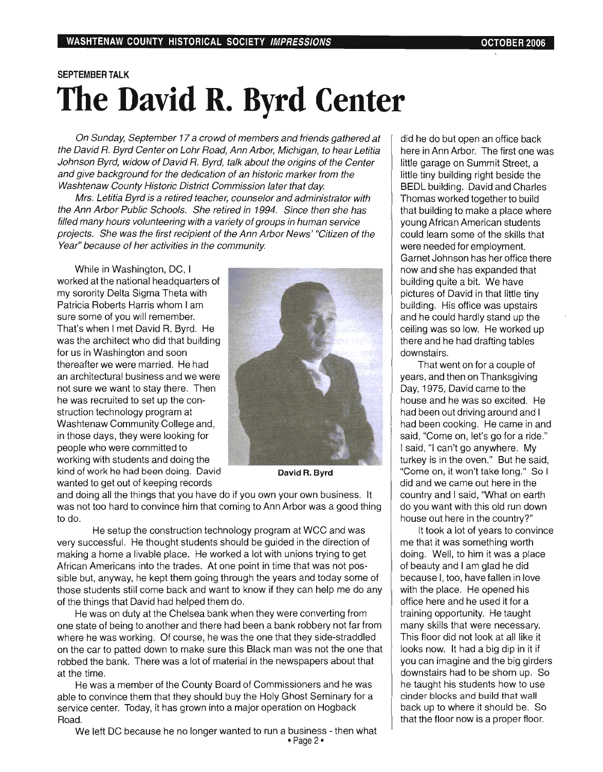SEPTEMBER TALK

# The David R. Byrd Center

*On Sunday, September 17 a crowd of members and friends gathered at the David R. Byrd Center on Lohr Road, Ann Arbor, Michigan, to hear Letitia Johnson Byrd, widow of David R. Byrd, talk about the origins of the Center and give background for the dedication of an historic marker from the Washtenaw County Historic District Commission later that day.*

*Mrs. Letitia Byrd is a retired teacher, counselor and administrator with the Ann Arbor Public Schools. She retired in 1994. Since then she has filled many hours volunteering with a variety of groups in human service projects. She was the first recipient of the Ann Arbor News' "Citizen of the Year" because of her activities in the community.*

While in Washington, DC, I worked at the national headquarters of my sorority Delta Sigma Theta with Patricia Roberts Harris whom I am sure some of you will remember. That's when I met David R. Byrd. He was the architect who did that building for us in Washington and soon thereafter we were married. He had an architectural business and we were not sure we want to stay there. Then he was recruited to set up the construction technology program at Washtenaw Community College and, in those days, they were looking for people who were committed to working with students and doing the kind of work he had been doing. David wanted to get out of keeping records and doing all the things that you have do if you own your own business. It was not too hard to convince him that coming to Ann Arbor was a good thing to do.

David R. Byrd

He setup the construction technology program at WCC and was very successful. He thought students should be guided in the direction of making a home a livable place. He worked a lot with unions trying to get African Americans into the trades. At one point in time that was not possible but, anyway, he kept them going through the years and today some of those students still come back and want to know if they can help me do any of the things that David had helped them do.

He was on duty at the Chelsea bank when they were converting from one state of being to another and there had been a bank robbery not far from where he was working. Of course, he was the one that they side-straddled on the car to patted down to make sure this Black man was not the one that robbed the bank. There was a lot of material in the newspapers about that at the time.

He was a member of the County Board of Commissioners and he was able to convince them that they should buy the Holy Ghost Seminary for a service center. Today, it has grown into a major operation on Hogback Road.

We left DC because he no longer wanted to run a business - then what did he do but open an office back here in Ann Arbor. The first one was little garage on Summit Street, a little tiny building right beside the BEDL building. David and Charles Thomas worked together to build that building to make a place where young African American students could learn some of the skills that were needed for employment. Garnet Johnson has her office there now and she has expanded that building quite a bit. We have pictures of David in that little tiny building. His office was upstairs and he could hardly stand up the ceiling was so low. He worked up there and he had drafting tables downstairs.

That went on for a couple of years, and then on Thanksgiving Day, 1975, David came to the house and he was so excited. He had been out driving around and I had been cooking. He came in and said, "Come on, let's go for a ride." I said, "I can't go anywhere. My turkey is in the oven." But he said, "Come on, it won't take long." So I did and we came out here in the country and I said, "What on earth do you want with this old run down house out here in the country?"

It took a lot of years to convince me that it was something worth doing. Well, to him it was a place of beauty and I am glad he did because I, too, have fallen in love with the place. He opened his office here and he used it for a training opportunity. He taught many skills that were necessary. This floor did not look at all like it looks now. It had a big dip in it if you can imagine and the big girders downstairs had to be shorn up. So he taught his students how to use cinder blocks and build that wall back up to where it should be. So that the floor now is a proper floor.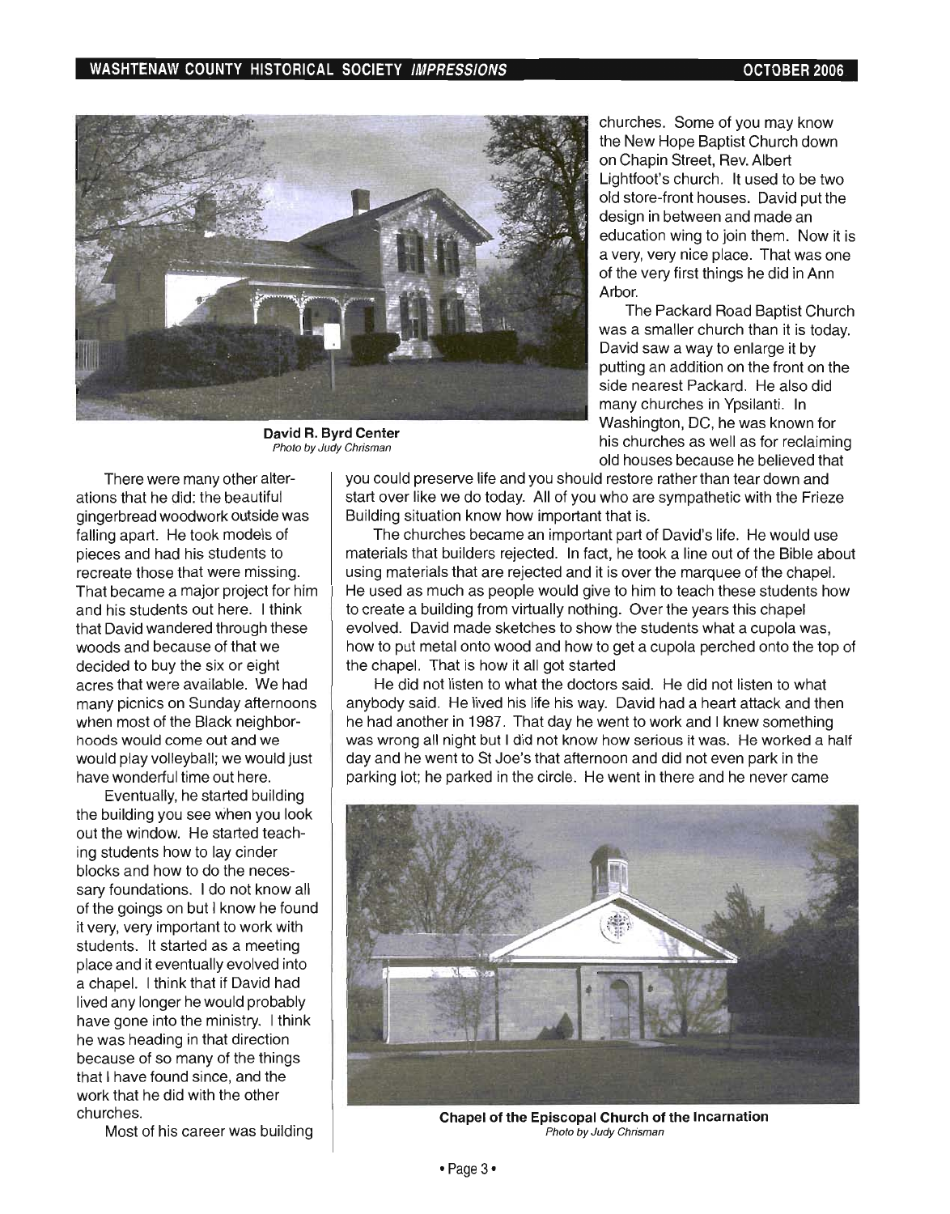**David R. Byrd Center**
*Photo by Judy Chrisman*

There were many other alterations that he did: the beautiful gingerbread woodwork outside was falling apart. He took models of pieces and had his students to recreate those that were missing. That became a major project for him and his students out here. I think that David wandered through these woods and because of that we decided to buy the six or eight acres that were available. We had many picnics on Sunday afternoons when most of the Black neighborhoods would come out and we would play volleyball; we would just have wonderful time out here.

Eventually, he started building the building you see when you look out the window. He started teaching students how to lay cinder blocks and how to do the necessary foundations. I do not know all of the goings on but I know he found it very, very important to work with students. It started as a meeting place and it eventually evolved into a chapel. I think that if David had lived any longer he would probably have gone into the ministry. I think he was heading in that direction because of so many of the things that I have found since, and the work that he did with the other churches.

Most of his career was building churches. Some of you may know the New Hope Baptist Church down on Chapin Street, Rev. Albert Lightfoot's church. It used to be two old store-front houses. David put the design in between and made an education wing to join them. Now it is a very, very nice place. That was one of the very first things he did in Ann Arbor.

The Packard Road Baptist Church was a smaller church than it is today. David saw a way to enlarge it by putting an addition on the front on the side nearest Packard. He also did many churches in Ypsilanti. In Washington, DC, he was known for his churches as well as for reclaiming old houses because he believed that you could preserve life and you should restore rather than tear down and start over like we do today. All of you who are sympathetic with the Frieze Building situation know how important that is.

The churches became an important part of David's life. He would use materials that builders rejected. In fact, he took a line out of the Bible about using materials that are rejected and it is over the marquee of the chapel. He used as much as people would give to him to teach these students how to create a building from virtually nothing. Over the years this chapel evolved. David made sketches to show the students what a cupola was, how to put metal onto wood and how to get a cupola perched onto the top of the chapel. That is how it all got started

He did not listen to what the doctors said. He did not listen to what anybody said. He lived his life his way. David had a heart attack and then he had another in 1987. That day he went to work and I knew something was wrong all night but I did not know how serious it was. He worked a half day and he went to St Joe's that afternoon and did not even park in the parking lot; he parked in the circle. He went in there and he never came

**Chapel of the Episcopal Church of the Incarnation**
*Photo by Judy Chrisman*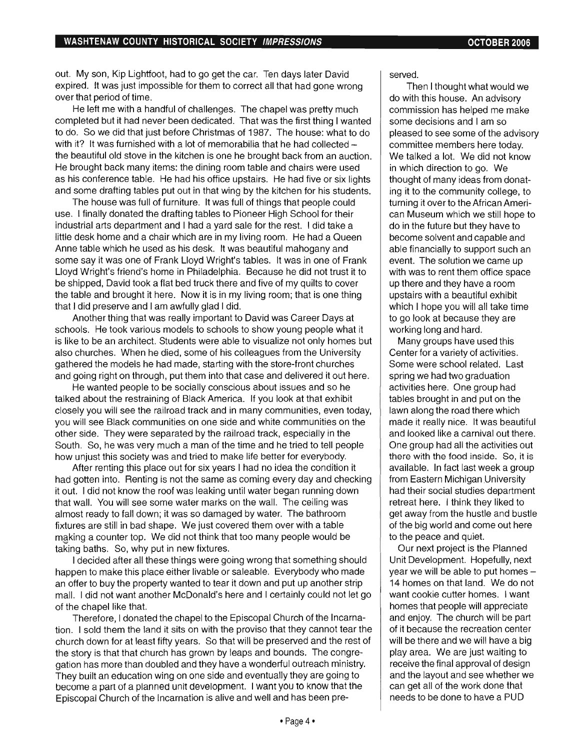out. My son, Kip Lightfoot, had to go get the car. Ten days later David expired. It was just impossible for them to correct all that had gone wrong over that period of time.

He left me with a handful of challenges. The chapel was pretty much completed but it had never been dedicated. That was the first thing I wanted to do. So we did that just before Christmas of 1987. The house: what to do with it? It was furnished with a lot of memorabilia that he had collected – the beautiful old stove in the kitchen is one he brought back from an auction. He brought back many items: the dining room table and chairs were used as his conference table. He had his office upstairs. He had five or six lights and some drafting tables put out in that wing by the kitchen for his students.

The house was full of furniture. It was full of things that people could use. I finally donated the drafting tables to Pioneer High School for their industrial arts department and I had a yard sale for the rest. I did take a little desk home and a chair which are in my living room. He had a Queen Anne table which he used as his desk. It was beautiful mahogany and some say it was one of Frank Lloyd Wright's tables. It was in one of Frank Lloyd Wright's friend's home in Philadelphia. Because he did not trust it to be shipped, David took a flat bed truck there and five of my quilts to cover the table and brought it here. Now it is in my living room; that is one thing that I did preserve and I am awfully glad I did.

Another thing that was really important to David was Career Days at schools. He took various models to schools to show young people what it is like to be an architect. Students were able to visualize not only homes but also churches. When he died, some of his colleagues from the University gathered the models he had made, starting with the store-front churches and going right on through, put them into that case and delivered it out here.

He wanted people to be socially conscious about issues and so he talked about the restraining of Black America. If you look at that exhibit closely you will see the railroad track and in many communities, even today, you will see Black communities on one side and white communities on the other side. They were separated by the railroad track, especially in the South. So, he was very much a man of the time and he tried to tell people how unjust this society was and tried to make life better for everybody.

After renting this place out for six years I had no idea the condition it had gotten into. Renting is not the same as coming every day and checking it out. I did not know the roof was leaking until water began running down that wall. You will see some water marks on the wall. The ceiling was almost ready to fall down; it was so damaged by water. The bathroom fixtures are still in bad shape. We just covered them over with a table making a counter top. We did not think that too many people would be taking baths. So, why put in new fixtures.

I decided after all these things were going wrong that something should happen to make this place either livable or saleable. Everybody who made an offer to buy the property wanted to tear it down and put up another strip mall. I did not want another McDonald's here and I certainly could not let go of the chapel like that.

Therefore, I donated the chapel to the Episcopal Church of the Incarnation. I sold them the land it sits on with the proviso that they cannot tear the church down for at least fifty years. So that will be preserved and the rest of the story is that that church has grown by leaps and bounds. The congregation has more than doubled and they have a wonderful outreach ministry. They built an education wing on one side and eventually they are going to become a part of a planned unit development. I want you to know that the Episcopal Church of the Incarnation is alive and well and has been preserved.

Then I thought what would we do with this house. An advisory commission has helped me make some decisions and I am so pleased to see some of the advisory committee members here today. We talked a lot. We did not know in which direction to go. We thought of many ideas from donating it to the community college, to turning it over to the African American Museum which we still hope to do in the future but they have to become solvent and capable and able financially to support such an event. The solution we came up with was to rent them office space up there and they have a room upstairs with a beautiful exhibit which I hope you will all take time to go look at because they are working long and hard.

Many groups have used this Center for a variety of activities. Some were school related. Last spring we had two graduation activities here. One group had tables brought in and put on the lawn along the road there which made it really nice. It was beautiful and looked like a carnival out there. One group had all the activities out there with the food inside. So, it is available. In fact last week a group from Eastern Michigan University had their social studies department retreat here. I think they liked to get away from the hustle and bustle of the big world and come out here to the peace and quiet.

Our next project is the Planned Unit Development. Hopefully, next year we will be able to put homes – 14 homes on that land. We do not want cookie cutter homes. I want homes that people will appreciate and enjoy. The church will be part of it because the recreation center will be there and we will have a big play area. We are just waiting to receive the final approval of design and the layout and see whether we can get all of the work done that needs to be done to have a PUD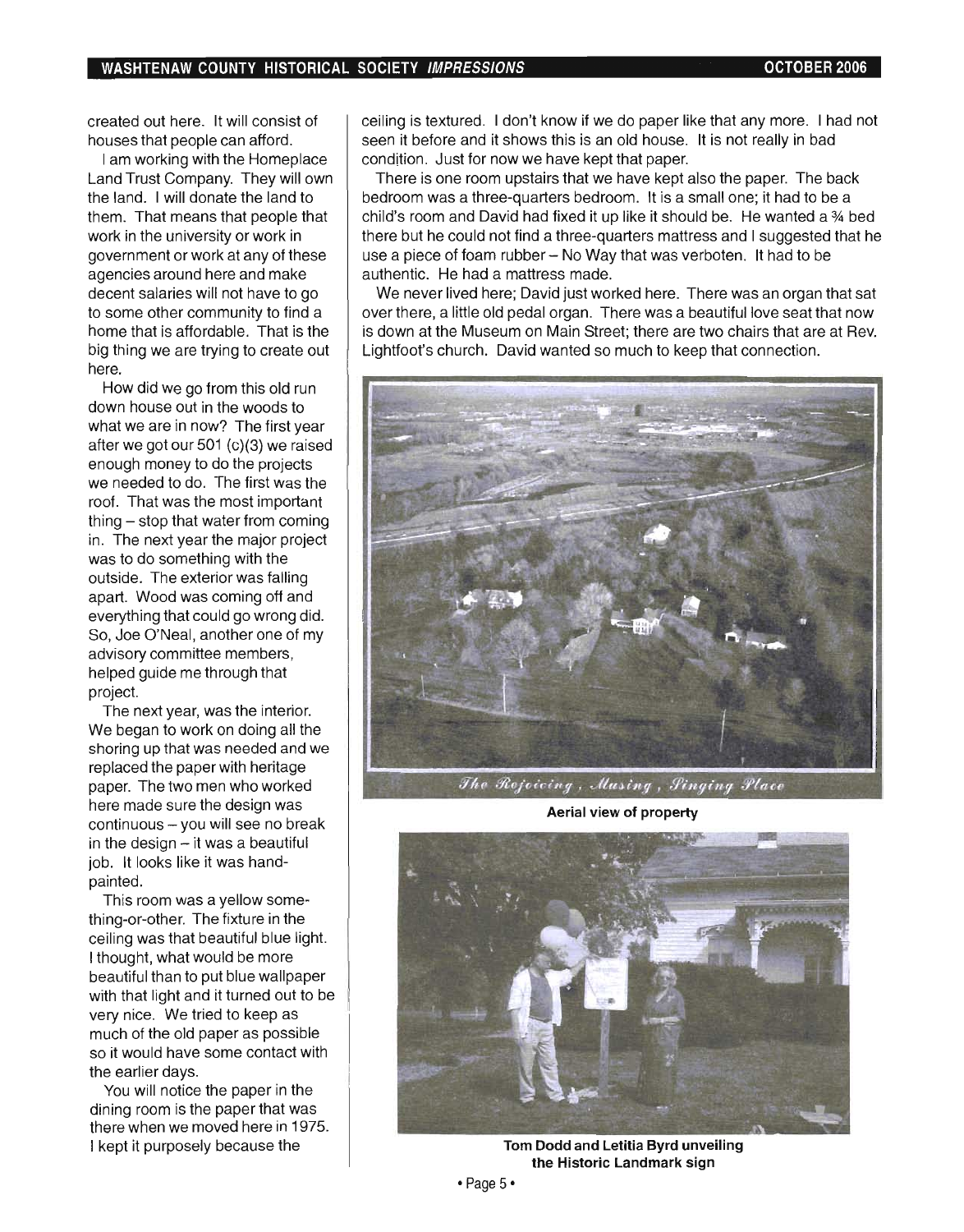created out here. It will consist of houses that people can afford.

I am working with the Homeplace Land Trust Company. They will own the land. I will donate the land to them. That means that people that work in the university or work in government or work at any of these agencies around here and make decent salaries will not have to go to some other community to find a home that is affordable. That is the big thing we are trying to create out here.

How did we go from this old run down house out in the woods to what we are in now? The first year after we got our 501 (c)(3) we raised enough money to do the projects we needed to do. The first was the roof. That was the most important thing – stop that water from coming in. The next year the major project was to do something with the outside. The exterior was falling apart. Wood was coming off and everything that could go wrong did. So, Joe O'Neal, another one of my advisory committee members, helped guide me through that project.

The next year, was the interior. We began to work on doing all the shoring up that was needed and we replaced the paper with heritage paper. The two men who worked here made sure the design was continuous – you will see no break in the design – it was a beautiful job. It looks like it was hand-painted.

This room was a yellow something-or-other. The fixture in the ceiling was that beautiful blue light. I thought, what would be more beautiful than to put blue wallpaper with that light and it turned out to be very nice. We tried to keep as much of the old paper as possible so it would have some contact with the earlier days.

You will notice the paper in the dining room is the paper that was there when we moved here in 1975. I kept it purposely because the ceiling is textured. I don't know if we do paper like that any more. I had not seen it before and it shows this is an old house. It is not really in bad condition. Just for now we have kept that paper.

There is one room upstairs that we have kept also the paper. The back bedroom was a three-quarters bedroom. It is a small one; it had to be a child's room and David had fixed it up like it should be. He wanted a ¾ bed there but he could not find a three-quarters mattress and I suggested that he use a piece of foam rubber – No Way that was verboten. It had to be authentic. He had a mattress made.

We never lived here; David just worked here. There was an organ that sat over there, a little old pedal organ. There was a beautiful love seat that now is down at the Museum on Main Street; there are two chairs that are at Rev. Lightfoot's church. David wanted so much to keep that connection.

*The Rejoicing, Musing, Singing Place*

**Aerial view of property**

**Tom Dodd and Letitia Byrd unveiling the Historic Landmark sign**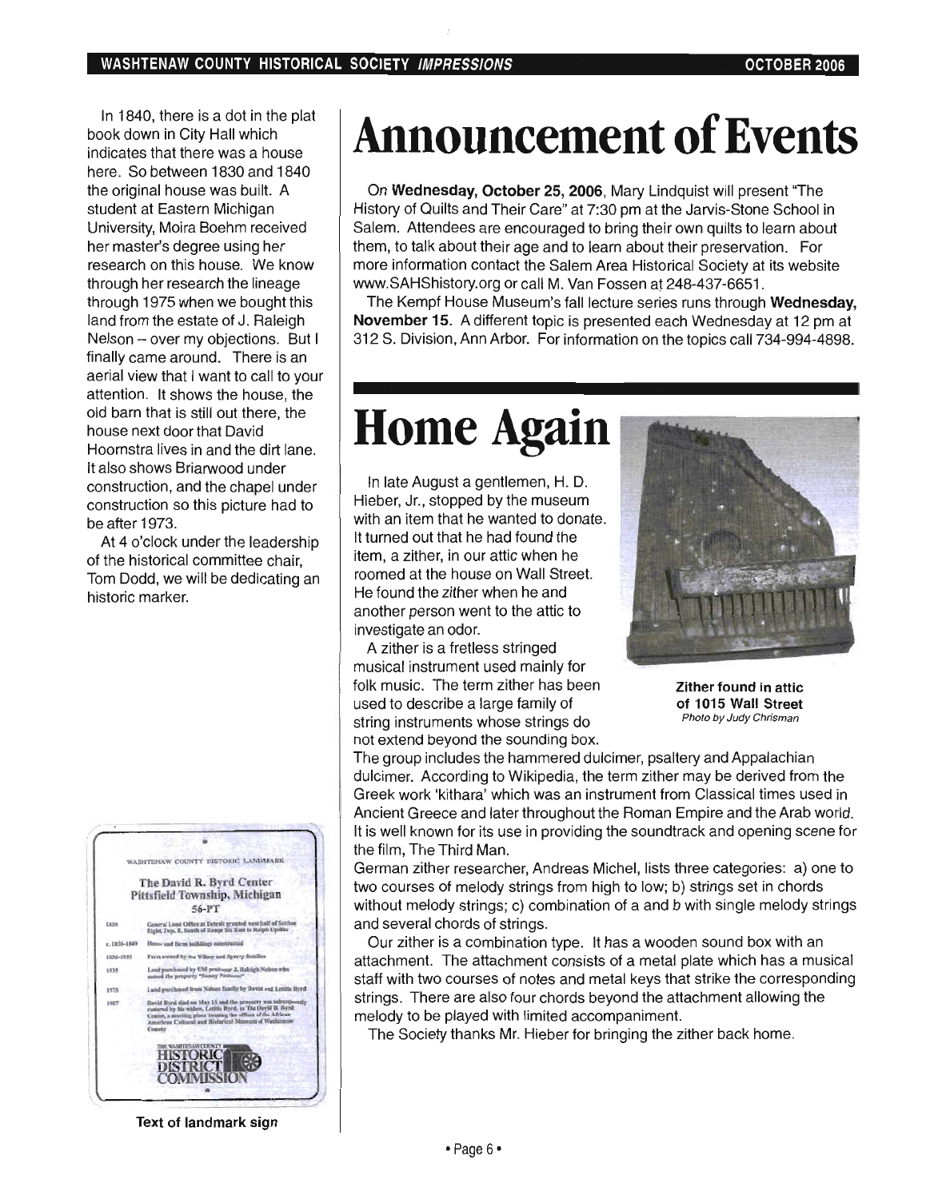In 1840, there is a dot in the plat book down in City Hall which indicates that there was a house here. So between 1830 and 1840 the original house was built. A student at Eastern Michigan University, Moira Boehm received her master's degree using her research on this house. We know through her research the lineage through 1975 when we bought this land from the estate of J. Raleigh Nelson – over my objections. But I finally came around. There is an aerial view that I want to call to your attention. It shows the house, the old barn that is still out there, the house next door that David Hoornstra lives in and the dirt lane. It also shows Briarwood under construction, and the chapel under construction so this picture had to be after 1973.

At 4 o'clock under the leadership of the historical committee chair, Tom Dodd, we will be dedicating an historic marker.

WASHTENAW COUNTY HISTORIC LANDMARK

The David R. Byrd Center
Pittsfield Township, Michigan
56-PT

| | |
|---|---|
| 1820 | General Land Office at Detroit granted west half of Section Eight, Twp. 3, South of Range Six East to Ralph Updike |
| c. 1830-1849 | House and farm buildings constructed |
| 1856-1935 | Farm owned by the Wilsey and Sperry families |
| 1935 | Land purchased by UM professor J. Raleigh Nelson who named the property "Sunny Pastures" |
| 1975 | Land purchased from Nelson family by David and Letitia Byrd |
| 1987 | David Byrd died on May 15 and the property was subsequently restored by his widow, Letitia Byrd, as The David R. Byrd Center, a meeting place housing the offices of the African American Cultural and Historical Museum of Washtenaw County |

THE WASHTENAW COUNTY HISTORIC DISTRICT COMMISSION

**Text of landmark sign**

# Announcement of Events

On **Wednesday, October 25, 2006**, Mary Lindquist will present "The History of Quilts and Their Care" at 7:30 pm at the Jarvis-Stone School in Salem. Attendees are encouraged to bring their own quilts to learn about them, to talk about their age and to learn about their preservation. For more information contact the Salem Area Historical Society at its website www.SAHShistory.org or call M. Van Fossen at 248-437-6651.

The Kempf House Museum's fall lecture series runs through **Wednesday, November 15.** A different topic is presented each Wednesday at 12 pm at 312 S. Division, Ann Arbor. For information on the topics call 734-994-4898.

# Home Again

In late August a gentlemen, H. D. Hieber, Jr., stopped by the museum with an item that he wanted to donate. It turned out that he had found the item, a zither, in our attic when he roomed at the house on Wall Street. He found the zither when he and another person went to the attic to investigate an odor.

**Zither found in attic of 1015 Wall Street**
*Photo by Judy Chrisman*

A zither is a fretless stringed musical instrument used mainly for folk music. The term zither has been used to describe a large family of string instruments whose strings do not extend beyond the sounding box. The group includes the hammered dulcimer, psaltery and Appalachian dulcimer. According to Wikipedia, the term zither may be derived from the Greek work 'kithara' which was an instrument from Classical times used in Ancient Greece and later throughout the Roman Empire and the Arab world. It is well known for its use in providing the soundtrack and opening scene for the film, The Third Man.

German zither researcher, Andreas Michel, lists three categories: a) one to two courses of melody strings from high to low; b) strings set in chords without melody strings; c) combination of a and b with single melody strings and several chords of strings.

Our zither is a combination type. It has a wooden sound box with an attachment. The attachment consists of a metal plate which has a musical staff with two courses of notes and metal keys that strike the corresponding strings. There are also four chords beyond the attachment allowing the melody to be played with limited accompaniment.

The Society thanks Mr. Hieber for bringing the zither back home.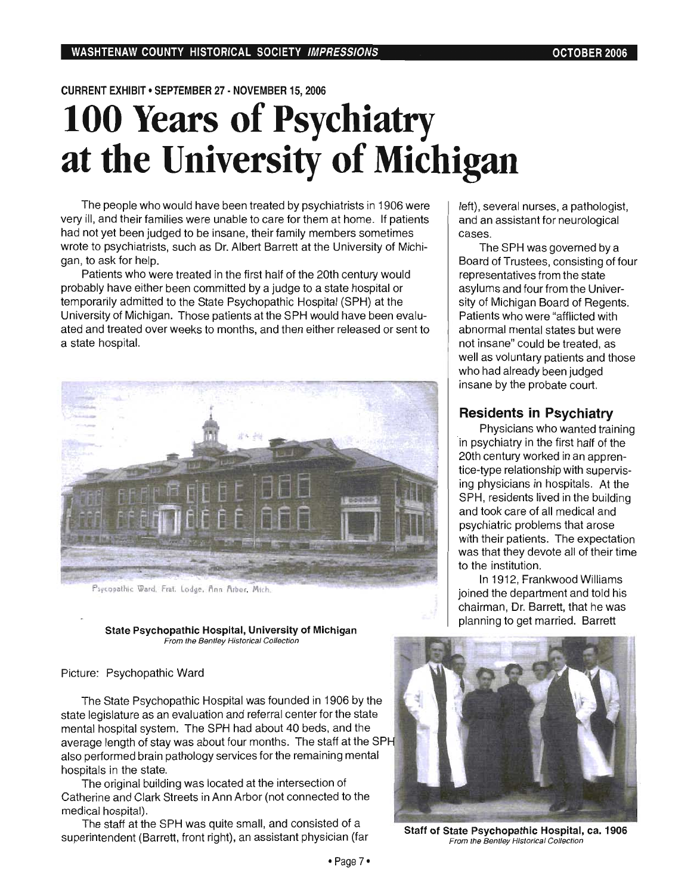CURRENT EXHIBIT • SEPTEMBER 27 - NOVEMBER 15, 2006

# 100 Years of Psychiatry at the University of Michigan

The people who would have been treated by psychiatrists in 1906 were very ill, and their families were unable to care for them at home. If patients had not yet been judged to be insane, their family members sometimes wrote to psychiatrists, such as Dr. Albert Barrett at the University of Michigan, to ask for help.

Patients who were treated in the first half of the 20th century would probably have either been committed by a judge to a state hospital or temporarily admitted to the State Psychopathic Hospital (SPH) at the University of Michigan. Those patients at the SPH would have been evaluated and treated over weeks to months, and then either released or sent to a state hospital.

Psycopathic Ward, Frat. Lodge, Ann Arbor, Mich.

**State Psychopathic Hospital, University of Michigan**
*From the Bentley Historical Collection*

Picture: Psychopathic Ward

The State Psychopathic Hospital was founded in 1906 by the state legislature as an evaluation and referral center for the state mental hospital system. The SPH had about 40 beds, and the average length of stay was about four months. The staff at the SPH also performed brain pathology services for the remaining mental hospitals in the state.

The original building was located at the intersection of Catherine and Clark Streets in Ann Arbor (not connected to the medical hospital).

The staff at the SPH was quite small, and consisted of a superintendent (Barrett, front right), an assistant physician (far left), several nurses, a pathologist, and an assistant for neurological cases.

The SPH was governed by a Board of Trustees, consisting of four representatives from the state asylums and four from the University of Michigan Board of Regents. Patients who were "afflicted with abnormal mental states but were not insane" could be treated, as well as voluntary patients and those who had already been judged insane by the probate court.

## Residents in Psychiatry

Physicians who wanted training in psychiatry in the first half of the 20th century worked in an apprentice-type relationship with supervising physicians in hospitals. At the SPH, residents lived in the building and took care of all medical and psychiatric problems that arose with their patients. The expectation was that they devote all of their time to the institution.

In 1912, Frankwood Williams joined the department and told his chairman, Dr. Barrett, that he was planning to get married. Barrett

**Staff of State Psychopathic Hospital, ca. 1906**
*From the Bentley Historical Collection*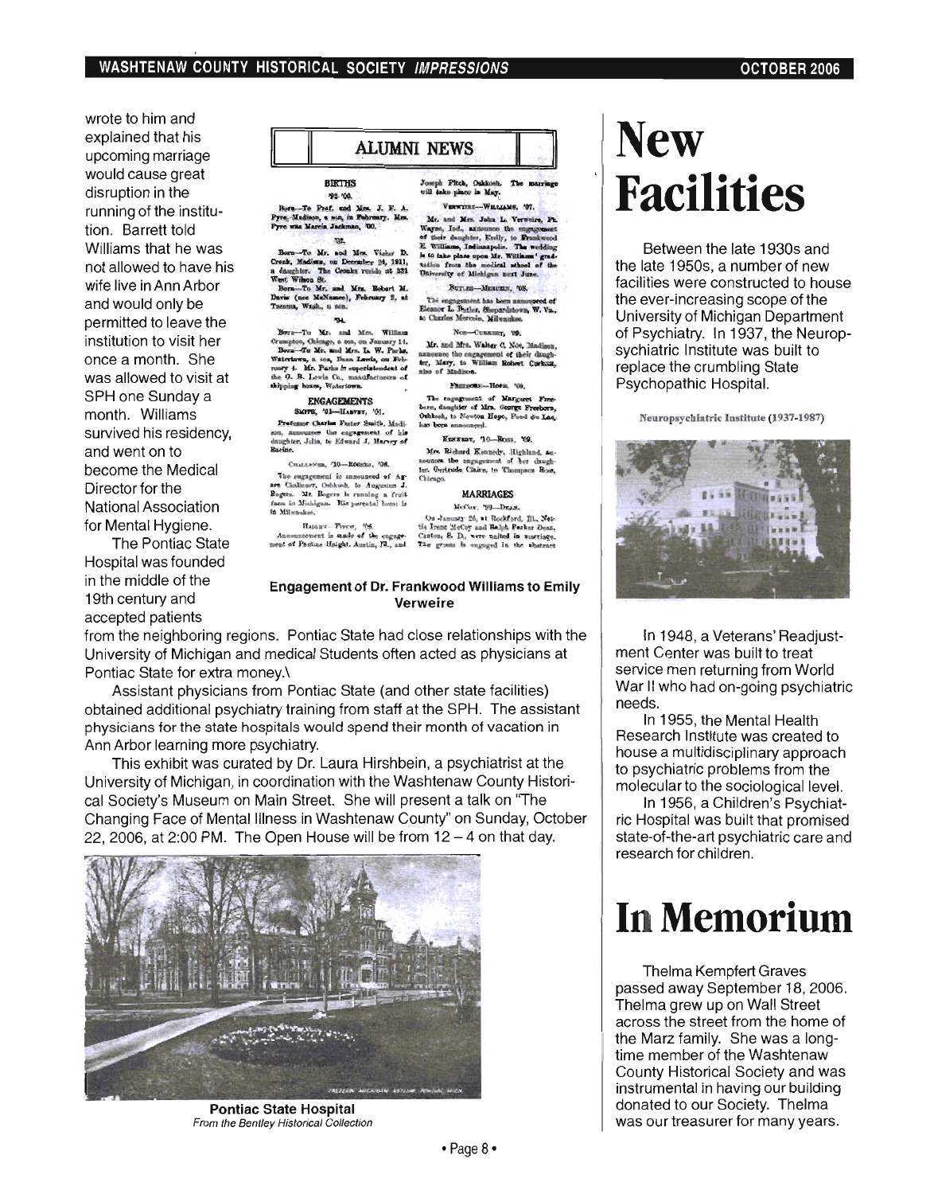wrote to him and explained that his upcoming marriage would cause great disruption in the running of the institution. Barrett told Williams that he was not allowed to have his wife live in Ann Arbor and would only be permitted to leave the institution to visit her once a month. She was allowed to visit at SPH one Sunday a month. Williams survived his residency, and went on to become the Medical Director for the National Association for Mental Hygiene.

The Pontiac State Hospital was founded in the middle of the 19th century and accepted patients from the neighboring regions. Pontiac State had close relationships with the University of Michigan and medical Students often acted as physicians at Pontiac State for extra money.\

Assistant physicians from Pontiac State (and other state facilities) obtained additional psychiatry training from staff at the SPH. The assistant physicians for the state hospitals would spend their month of vacation in Ann Arbor learning more psychiatry.

This exhibit was curated by Dr. Laura Hirshbein, a psychiatrist at the University of Michigan, in coordination with the Washtenaw County Historical Society's Museum on Main Street. She will present a talk on "The Changing Face of Mental Illness in Washtenaw County" on Sunday, October 22, 2006, at 2:00 PM. The Open House will be from 12 – 4 on that day.

**Engagement of Dr. Frankwood Williams to Emily Verweire**

**Pontiac State Hospital**
*From the Bentley Historical Collection*

# New Facilities

Between the late 1930s and the late 1950s, a number of new facilities were constructed to house the ever-increasing scope of the University of Michigan Department of Psychiatry. In 1937, the Neuropsychiatric Institute was built to replace the crumbling State Psychopathic Hospital.

Neuropsychiatric Institute (1937-1987)

In 1948, a Veterans' Readjustment Center was built to treat service men returning from World War II who had on-going psychiatric needs.

In 1955, the Mental Health Research Institute was created to house a multidisciplinary approach to psychiatric problems from the molecular to the sociological level.

In 1956, a Children's Psychiatric Hospital was built that promised state-of-the-art psychiatric care and research for children.

# In Memorium

Thelma Kempfert Graves passed away September 18, 2006. Thelma grew up on Wall Street across the street from the home of the Marz family. She was a long-time member of the Washtenaw County Historical Society and was instrumental in having our building donated to our Society. Thelma was our treasurer for many years.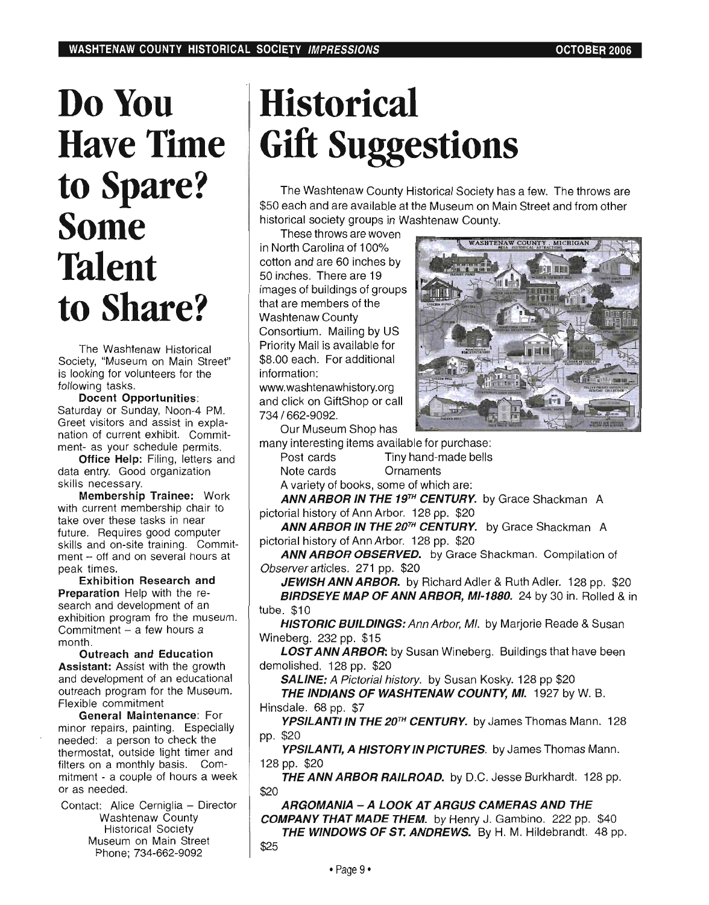# Do You Have Time to Spare? Some Talent to Share?

The Washtenaw Historical Society, "Museum on Main Street" is looking for volunteers for the following tasks.

**Docent Opportunities**: Saturday or Sunday, Noon-4 PM. Greet visitors and assist in explanation of current exhibit. Commitment- as your schedule permits.

**Office Help:** Filing, letters and data entry. Good organization skills necessary.

**Membership Trainee:** Work with current membership chair to take over these tasks in near future. Requires good computer skills and on-site training. Commitment – off and on several hours at peak times.

**Exhibition Research and Preparation** Help with the research and development of an exhibition program fro the museum. Commitment – a few hours a month.

**Outreach and Education Assistant:** Assist with the growth and development of an educational outreach program for the Museum. Flexible commitment

**General Maintenance**: For minor repairs, painting. Especially needed: a person to check the thermostat, outside light timer and filters on a monthly basis. Commitment - a couple of hours a week or as needed.

Contact: Alice Cerniglia – Director
Washtenaw County
Historical Society
Museum on Main Street
Phone; 734-662-9092

# Historical Gift Suggestions

The Washtenaw County Historical Society has a few. The throws are $50 each and are available at the Museum on Main Street and from other historical society groups in Washtenaw County.

These throws are woven in North Carolina of 100% cotton and are 60 inches by 50 inches. There are 19 images of buildings of groups that are members of the Washtenaw County Consortium. Mailing by US Priority Mail is available for $8.00 each. For additional information: www.washtenawhistory.org and click on GiftShop or call 734 / 662-9092.

Our Museum Shop has many interesting items available for purchase:

| | |
|---|---|
| Post cards | Tiny hand-made bells |
| Note cards | Ornaments |

A variety of books, some of which are:

***ANN ARBOR IN THE 19TH CENTURY.*** by Grace Shackman A pictorial history of Ann Arbor. 128 pp. $20

***ANN ARBOR IN THE 20TH CENTURY.*** by Grace Shackman A pictorial history of Ann Arbor. 128 pp. $20

***ANN ARBOR OBSERVED.*** by Grace Shackman. Compilation of *Observer* articles. 271 pp. $20

***JEWISH ANN ARBOR.*** by Richard Adler & Ruth Adler. 128 pp. $20

***BIRDSEYE MAP OF ANN ARBOR, MI-1880.*** 24 by 30 in. Rolled & in tube. $10

***HISTORIC BUILDINGS:*** *Ann Arbor, MI.* by Marjorie Reade & Susan Wineberg. 232 pp. $15

***LOST ANN ARBOR:*** by Susan Wineberg. Buildings that have been demolished. 128 pp. $20

***SALINE:*** *A Pictorial history.* by Susan Kosky. 128 pp $20

***THE INDIANS OF WASHTENAW COUNTY, MI.*** 1927 by W. B. Hinsdale. 68 pp. $7

***YPSILANTI IN THE 20TH CENTURY.*** by James Thomas Mann. 128 pp. $20

***YPSILANTI, A HISTORY IN PICTURES.*** by James Thomas Mann. 128 pp. $20

***THE ANN ARBOR RAILROAD.*** by D.C. Jesse Burkhardt. 128 pp. $20

***ARGOMANIA – A LOOK AT ARGUS CAMERAS AND THE COMPANY THAT MADE THEM.*** by Henry J. Gambino. 222 pp. $40

***THE WINDOWS OF ST. ANDREWS.*** By H. M. Hildebrandt. 48 pp. $25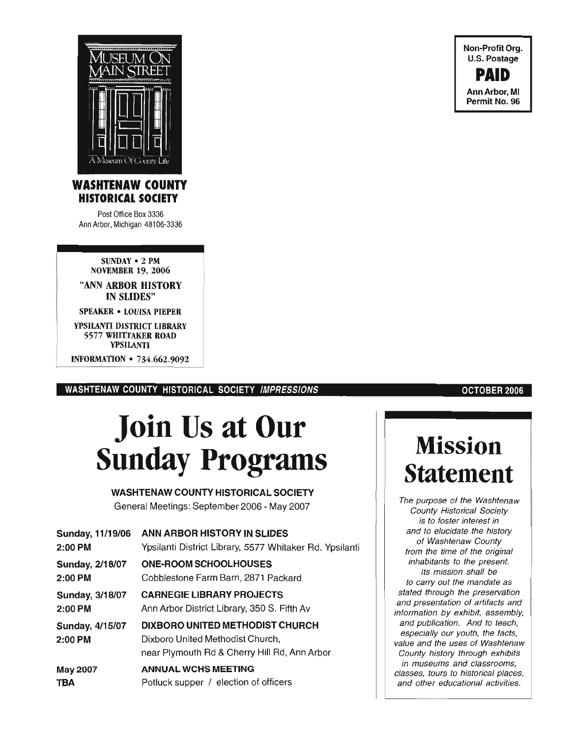MUSEUM ON MAIN STREET

A Museum Of County Life

**WASHTENAW COUNTY HISTORICAL SOCIETY**

Post Office Box 3336
Ann Arbor, Michigan 48106-3336

Non-Profit Org.
U.S. Postage
**PAID**
Ann Arbor, MI
Permit No. 96

SUNDAY • 2 PM
NOVEMBER 19, 2006

"ANN ARBOR HISTORY IN SLIDES"

SPEAKER • LOUISA PIEPER

YPSILANTI DISTRICT LIBRARY
5577 WHITTAKER ROAD
YPSILANTI

INFORMATION • 734.662.9092

**WASHTENAW COUNTY HISTORICAL SOCIETY *IMPRESSIONS*** — **OCTOBER 2006**

# Join Us at Our Sunday Programs

**WASHTENAW COUNTY HISTORICAL SOCIETY**

General Meetings: September 2006 - May 2007

| | |
|---|---|
| **Sunday, 11/19/06** **2:00 PM** | **ANN ARBOR HISTORY IN SLIDES** Ypsilanti District Library, 5577 Whitaker Rd. Ypsilanti |
| **Sunday, 2/18/07** **2:00 PM** | **ONE-ROOM SCHOOLHOUSES** Cobblestone Farm Barn, 2871 Packard |
| **Sunday, 3/18/07** **2:00 PM** | **CARNEGIE LIBRARY PROJECTS** Ann Arbor District Library, 350 S. Fifth Av |
| **Sunday, 4/15/07** **2:00 PM** | **DIXBORO UNITED METHODIST CHURCH** Dixboro United Methodist Church, near Plymouth Rd & Cherry Hill Rd, Ann Arbor |
| **May 2007** **TBA** | **ANNUAL WCHS MEETING** Potluck supper / election of officers |

# Mission Statement

*The purpose of the Washtenaw County Historical Society is to foster interest in and to elucidate the history of Washtenaw County from the time of the original inhabitants to the present. Its mission shall be to carry out the mandate as stated through the preservation and presentation of artifacts and information by exhibit, assembly, and publication. And to teach, especially our youth, the facts, value and the uses of Washtenaw County history through exhibits in museums and classrooms, classes, tours to historical places, and other educational activities.*